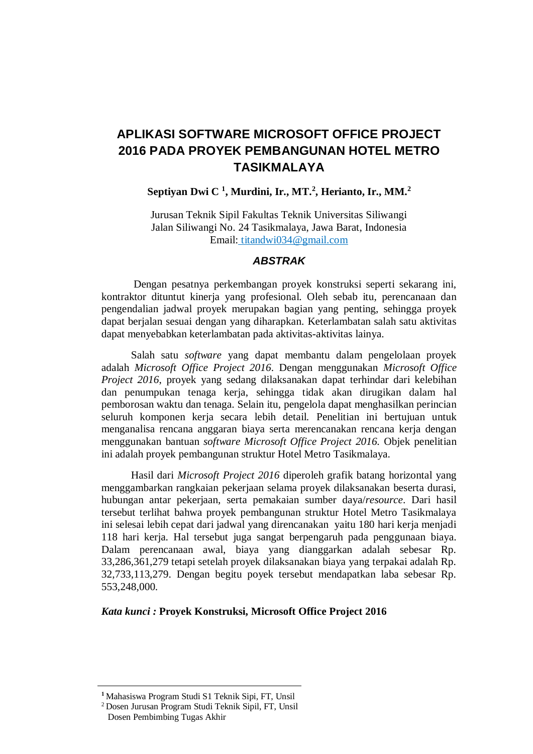# APLIKASI SOFTWARE MICROSOFT OFFICE PROJECT 2016 PADA PROYEK PEMBANGUNAN HOTEL METRO TASIKMALAYA

**Septiyan Dwi C [1], Murdini, Ir., MT.[2], Herianto, Ir., MM.[2]**

Jurusan Teknik Sipil Fakultas Teknik Universitas Siliwangi
Jalan Siliwangi No. 24 Tasikmalaya, Jawa Barat, Indonesia
Email: titandwi034@gmail.com

## *ABSTRAK*

Dengan pesatnya perkembangan proyek konstruksi seperti sekarang ini, kontraktor dituntut kinerja yang profesional. Oleh sebab itu, perencanaan dan pengendalian jadwal proyek merupakan bagian yang penting, sehingga proyek dapat berjalan sesuai dengan yang diharapkan. Keterlambatan salah satu aktivitas dapat menyebabkan keterlambatan pada aktivitas-aktivitas lainya.

Salah satu *software* yang dapat membantu dalam pengelolaan proyek adalah *Microsoft Office Project 2016*. Dengan menggunakan *Microsoft Office Project 2016*, proyek yang sedang dilaksanakan dapat terhindar dari kelebihan dan penumpukan tenaga kerja, sehingga tidak akan dirugikan dalam hal pemborosan waktu dan tenaga. Selain itu, pengelola dapat menghasilkan perincian seluruh komponen kerja secara lebih detail. Penelitian ini bertujuan untuk menganalisa rencana anggaran biaya serta merencanakan rencana kerja dengan menggunakan bantuan *software Microsoft Office Project 2016*. Objek penelitian ini adalah proyek pembangunan struktur Hotel Metro Tasikmalaya.

Hasil dari *Microsoft Project 2016* diperoleh grafik batang horizontal yang menggambarkan rangkaian pekerjaan selama proyek dilaksanakan beserta durasi, hubungan antar pekerjaan, serta pemakaian sumber daya/*resource*. Dari hasil tersebut terlihat bahwa proyek pembangunan struktur Hotel Metro Tasikmalaya ini selesai lebih cepat dari jadwal yang direncanakan yaitu 180 hari kerja menjadi 118 hari kerja. Hal tersebut juga sangat berpengaruh pada penggunaan biaya. Dalam perencanaan awal, biaya yang dianggarkan adalah sebesar Rp. 33,286,361,279 tetapi setelah proyek dilaksanakan biaya yang terpakai adalah Rp. 32,733,113,279. Dengan begitu poyek tersebut mendapatkan laba sebesar Rp. 553,248,000.

***Kata kunci :*** **Proyek Konstruksi, Microsoft Office Project 2016**

---

[1] Mahasiswa Program Studi S1 Teknik Sipi, FT, Unsil
[2] Dosen Jurusan Program Studi Teknik Sipil, FT, Unsil
Dosen Pembimbing Tugas Akhir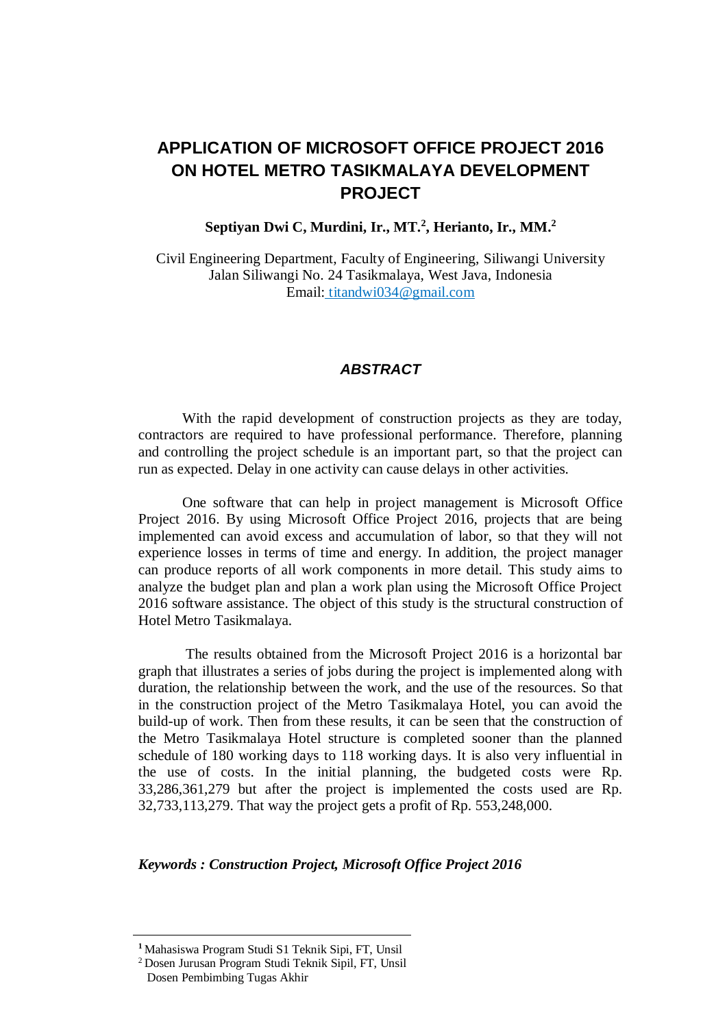# APPLICATION OF MICROSOFT OFFICE PROJECT 2016 ON HOTEL METRO TASIKMALAYA DEVELOPMENT PROJECT

**Septiyan Dwi C, Murdini, Ir., MT.[2], Herianto, Ir., MM.[2]**

Civil Engineering Department, Faculty of Engineering, Siliwangi University
Jalan Siliwangi No. 24 Tasikmalaya, West Java, Indonesia
Email: titandwi034@gmail.com

## *ABSTRACT*

With the rapid development of construction projects as they are today, contractors are required to have professional performance. Therefore, planning and controlling the project schedule is an important part, so that the project can run as expected. Delay in one activity can cause delays in other activities.

One software that can help in project management is Microsoft Office Project 2016. By using Microsoft Office Project 2016, projects that are being implemented can avoid excess and accumulation of labor, so that they will not experience losses in terms of time and energy. In addition, the project manager can produce reports of all work components in more detail. This study aims to analyze the budget plan and plan a work plan using the Microsoft Office Project 2016 software assistance. The object of this study is the structural construction of Hotel Metro Tasikmalaya.

The results obtained from the Microsoft Project 2016 is a horizontal bar graph that illustrates a series of jobs during the project is implemented along with duration, the relationship between the work, and the use of the resources. So that in the construction project of the Metro Tasikmalaya Hotel, you can avoid the build-up of work. Then from these results, it can be seen that the construction of the Metro Tasikmalaya Hotel structure is completed sooner than the planned schedule of 180 working days to 118 working days. It is also very influential in the use of costs. In the initial planning, the budgeted costs were Rp. 33,286,361,279 but after the project is implemented the costs used are Rp. 32,733,113,279. That way the project gets a profit of Rp. 553,248,000.

***Keywords : Construction Project, Microsoft Office Project 2016***

---

[1] Mahasiswa Program Studi S1 Teknik Sipi, FT, Unsil
[2] Dosen Jurusan Program Studi Teknik Sipil, FT, Unsil
Dosen Pembimbing Tugas Akhir